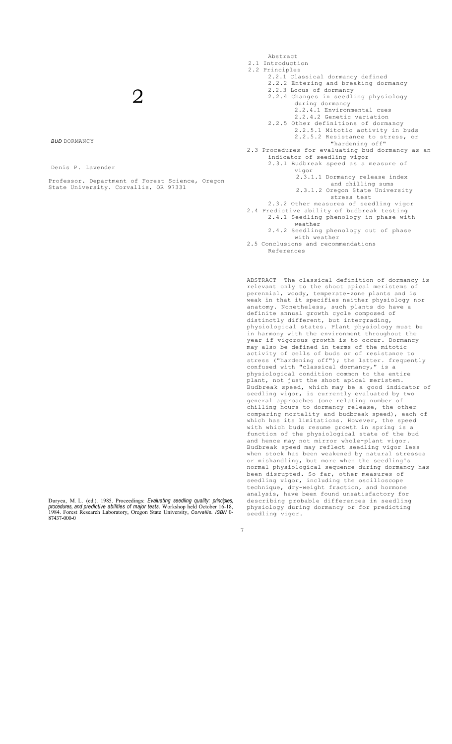# 2

## BUD DORMANCY

Denis P. Lavender

Professor. Department of Forest Science, Oregon State University. Corvallis, OR 97331

Duryea, M. L. (ed.). 1985. Proceedings: *Evaluating seedling quality: principles, procedures, and predictive abilities of major tests.* Workshop held October 16-18, 1984. Forest Research Laboratory, Oregon State University, *Corvallis. ISBN* 0-87437-000-0

- Abstract
- 2.1 Introduction
- 2.2 Principles
  - 2.2.1 Classical dormancy defined
  - 2.2.2 Entering and breaking dormancy
  - 2.2.3 Locus of dormancy
  - 2.2.4 Changes in seedling physiology during dormancy
    - 2.2.4.1 Environmental cues
    - 2.2.4.2 Genetic variation
  - 2.2.5 Other definitions of dormancy
    - 2.2.5.1 Mitotic activity in buds
    - 2.2.5.2 Resistance to stress, or "hardening off"
- 2.3 Procedures for evaluating bud dormancy as an indicator of seedling vigor
  - 2.3.1 Budbreak speed as a measure of vigor
    - 2.3.1.1 Dormancy release index and chilling sums
    - 2.3.1.2 Oregon State University stress test
  - 2.3.2 Other measures of seedling vigor
- 2.4 Predictive ability of budbreak testing
  - 2.4.1 Seedling phenology in phase with weather
  - 2.4.2 Seedling phenology out of phase with weather
- 2.5 Conclusions and recommendations
  - References

ABSTRACT--The classical definition of dormancy is relevant only to the shoot apical meristems of perennial, woody, temperate-zone plants and is weak in that it specifies neither physiology nor anatomy. Nonetheless, such plants do have a definite annual growth cycle composed of distinctly different, but intergrading, physiological states. Plant physiology must be in harmony with the environment throughout the year if vigorous growth is to occur. Dormancy may also be defined in terms of the mitotic activity of cells of buds or of resistance to stress ("hardening off"); the latter. frequently confused with "classical dormancy," is a physiological condition common to the entire plant, not just the shoot apical meristem. Budbreak speed, which may be a good indicator of seedling vigor, is currently evaluated by two general approaches (one relating number of chilling hours to dormancy release, the other comparing mortality and budbreak speed), each of which has its limitations. However, the speed with which buds resume growth in spring is a function of the physiological state of the bud and hence may not mirror whole-plant vigor. Budbreak speed may reflect seedling vigor less when stock has been weakened by natural stresses or mishandling, but more when the seedling's normal physiological sequence during dormancy has been disrupted. So far, other measures of seedling vigor, including the oscilloscope technique, dry-weight fraction, and hormone analysis, have been found unsatisfactory for describing probable differences in seedling physiology during dormancy or for predicting seedling vigor.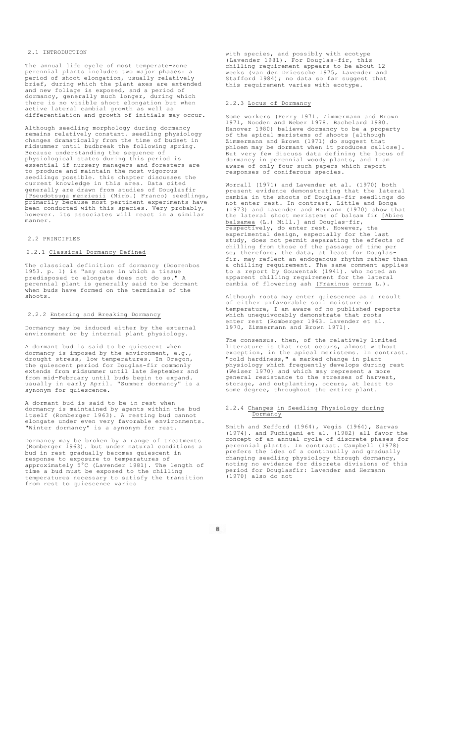## 2.1 INTRODUCTION

The annual life cycle of most temperate-zone perennial plants includes two major phases: a period of shoot elongation, usually relatively brief, during which the plant axes are extended and new foliage is exposed, and a period of dormancy, generally much longer, during which there is no visible shoot elongation but when active lateral cambial growth as well as differentiation and growth of initials may occur.

Although seedling morphology during dormancy remains relatively constant. seedling physiology changes dramatically from the time of budset in midsummer until budbreak the following spring. Because understanding the sequence of physiological states during this period is essential if nursery managers and foresters are to produce and maintain the most vigorous seedlings possible. this chapter discusses the current knowledge in this area. Data cited generally are drawn from studies of Douglasfir [Pseudotsuga menziesii (Mirb.) Franco) seedlings, primarily because most pertinent experiments have been conducted with this species. Very probably, however. its associates will react in a similar manner.

## 2.2 PRINCIPLES

### 2.2.1 Classical Dormancy Defined

The classical definition of dormancy (Doorenbos 1953. p. 1) is "any case in which a tissue predisposed to elongate does not do so." A perennial plant is generally said to be dormant when buds have formed on the terminals of the shoots.

### 2.2.2 Entering and Breaking Dormancy

Dormancy may be induced either by the external environment or by internal plant physiology.

A dormant bud is said to be quiescent when dormancy is imposed by the environment, e.g., drought stress, low temperatures. In Oregon, the quiescent period for Douglas-fir commonly extends from midsummer until late September and from mid-February until buds begin to expand. usually in early April. "Summer dormancy" is a synonym for quiescence.

A dormant bud is said to be in rest when dormancy is maintained by agents within the bud itself (Romberger 1963). A resting bud cannot elongate under even very favorable environments. "Winter dormancy" is a synonym for rest.

Dormancy may be broken by a range of treatments (Romberger 1963). but under natural conditions a bud in rest gradually becomes quiescent in response to exposure to temperatures of approximately 5°C (Lavender 1981). The length of time a bud must be exposed to the chilling temperatures necessary to satisfy the transition from rest to quiescence varies with species, and possibly with ecotype (Lavender 1981). For Douglas-fir, this chilling requirement appears to be about 12 weeks (van den Driessche 1975, Lavender and Stafford 1984); no data so far suggest that this requirement varies with ecotype.

### 2.2.3 Locus of Dormancy

Some workers (Perry 1971. Zimmermann and Brown 1971, Nooden and Weber 1978. Bachelard 1980. Hanover 1980) believe dormancy to be a property of the apical meristems of shoots [although Zimmermann and Brown (1971) do suggest that phloem may be dormant when it produces callose]. But very few discuss data defining the locus of dormancy in perennial woody plants, and I am aware of only four such papers which report responses of coniferous species.

Worrall (1971) and Lavender et al. (1970) both present evidence demonstrating that the lateral cambia in the shoots of Douglas-fir seedlings do not enter rest. In contrast, Little and Bonga (1973) and Lavender and Hermann (1970) show that the lateral shoot meristems of balsam fir [Abies balsamea (L.) Mill.] and Douglas-fir, respectively, do enter rest. However, the experimental design, especially for the last study, does not permit separating the effects of chilling from those of the passage of time per se; therefore, the data, at least for Douglas-fir. may reflect an endogenous rhythm rather than a chilling requirement. The same comment applies to a report by Gouwentak (1941). who noted an apparent chilling requirement for the lateral cambia of flowering ash (Fraxinus ornus L.).

Although roots may enter quiescence as a result of either unfavorable soil moisture or temperature, I am aware of no published reports which unequivocably demonstrate that roots enter rest (Romberger 1963. Lavender et al. 1970, Zimmermann and Brown 1971).

The consensus, then, of the relatively limited literature is that rest occurs, almost without exception, in the apical meristems. In contrast. "cold hardiness," a marked change in plant physiology which frequently develops during rest (Weiser 1970) and which may represent a more general resistance to the stresses of harvest, storage, and outplanting, occurs, at least to some degree, throughout the entire plant.

### 2.2.4 Changes in Seedling Physiology during Dormancy

Smith and Kefford (1964), Vegis (1964), Sarvas (1974). and Fuchigami et al. (1982) all favor the concept of an annual cycle of discrete phases for perennial plants. In contrast. Campbell (1978) prefers the idea of a continually and gradually changing seedling physiology through dormancy, noting no evidence for discrete divisions of this period for Douglasfir: Lavender and Hermann (1970) also do not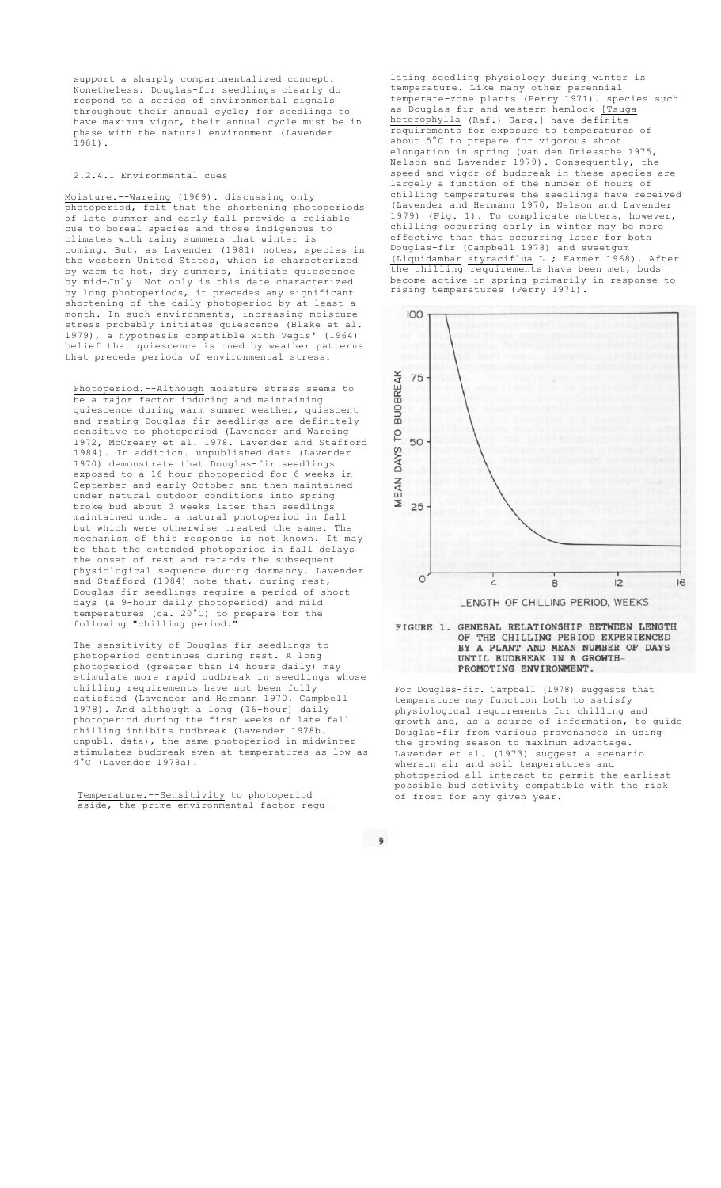support a sharply compartmentalized concept. Nonetheless. Douglas-fir seedlings clearly do respond to a series of environmental signals throughout their annual cycle; for seedlings to have maximum vigor, their annual cycle must be in phase with the natural environment (Lavender 1981).

#### 2.2.4.1 Environmental cues

Moisture.--Wareing (1969). discussing only photoperiod, felt that the shortening photoperiods of late summer and early fall provide a reliable cue to boreal species and those indigenous to climates with rainy summers that winter is coming. But, as Lavender (1981) notes, species in the western United States, which is characterized by warm to hot, dry summers, initiate quiescence by mid-July. Not only is this date characterized by long photoperiods, it precedes any significant shortening of the daily photoperiod by at least a month. In such environments, increasing moisture stress probably initiates quiescence (Blake et al. 1979), a hypothesis compatible with Vegis' (1964) belief that quiescence is cued by weather patterns that precede periods of environmental stress.

Photoperiod.--Although moisture stress seems to be a major factor inducing and maintaining quiescence during warm summer weather, quiescent and resting Douglas-fir seedlings are definitely sensitive to photoperiod (Lavender and Wareing 1972, McCreary et al. 1978. Lavender and Stafford 1984). In addition. unpublished data (Lavender 1970) demonstrate that Douglas-fir seedlings exposed to a 16-hour photoperiod for 6 weeks in September and early October and then maintained under natural outdoor conditions into spring broke bud about 3 weeks later than seedlings maintained under a natural photoperiod in fall but which were otherwise treated the same. The mechanism of this response is not known. It may be that the extended photoperiod in fall delays the onset of rest and retards the subsequent physiological sequence during dormancy. Lavender and Stafford (1984) note that, during rest, Douglas-fir seedlings require a period of short days (a 9-hour daily photoperiod) and mild temperatures (ca. 20°C) to prepare for the following "chilling period."

The sensitivity of Douglas-fir seedlings to photoperiod continues during rest. A long photoperiod (greater than 14 hours daily) may stimulate more rapid budbreak in seedlings whose chilling requirements have not been fully satisfied (Lavender and Hermann 1970. Campbell 1978). And although a long (16-hour) daily photoperiod during the first weeks of late fall chilling inhibits budbreak (Lavender 1978b. unpubl. data), the same photoperiod in midwinter stimulates budbreak even at temperatures as low as 4°C (Lavender 1978a).

Temperature.--Sensitivity to photoperiod aside, the prime environmental factor regulating seedling physiology during winter is temperature. Like many other perennial temperate-zone plants (Perry 1971). species such as Douglas-fir and western hemlock [Tsuga heterophylla (Raf.) Sarg.] have definite requirements for exposure to temperatures of about 5°C to prepare for vigorous shoot elongation in spring (van den Driessche 1975, Nelson and Lavender 1979). Consequently, the speed and vigor of budbreak in these species are largely a function of the number of hours of chilling temperatures the seedlings have received (Lavender and Hermann 1970, Nelson and Lavender 1979) (Fig. 1). To complicate matters, however, chilling occurring early in winter may be more effective than that occurring later for both Douglas-fir (Campbell 1978) and sweetgum (Liquidambar styraciflua L.; Farmer 1968). After the chilling requirements have been met, buds become active in spring primarily in response to rising temperatures (Perry 1971).

FIGURE 1. GENERAL RELATIONSHIP BETWEEN LENGTH OF THE CHILLING PERIOD EXPERIENCED BY A PLANT AND MEAN NUMBER OF DAYS UNTIL BUDBREAK IN A GROWTH-PROMOTING ENVIRONMENT.

For Douglas-fir. Campbell (1978) suggests that temperature may function both to satisfy physiological requirements for chilling and growth and, as a source of information, to guide Douglas-fir from various provenances in using the growing season to maximum advantage. Lavender et al. (1973) suggest a scenario wherein air and soil temperatures and photoperiod all interact to permit the earliest possible bud activity compatible with the risk of frost for any given year.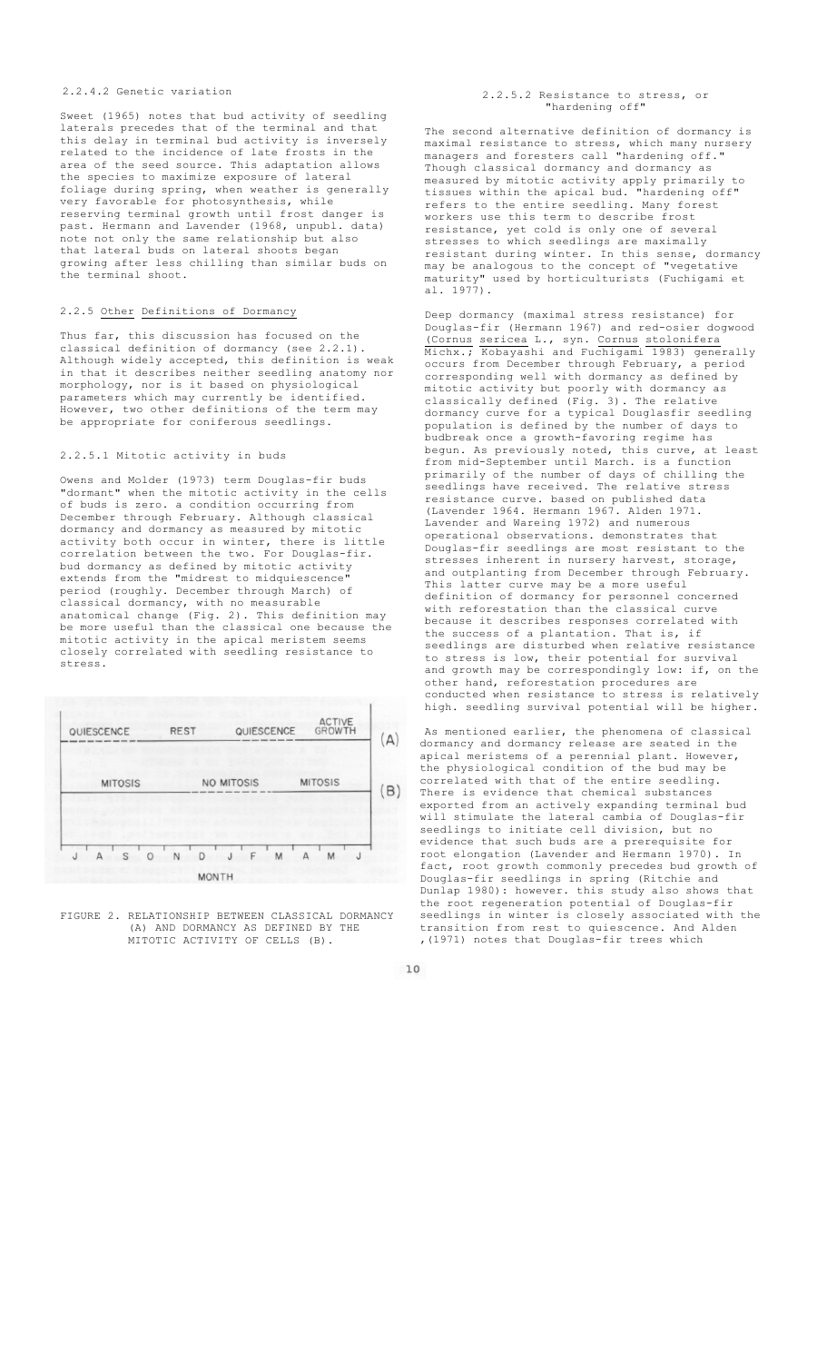#### 2.2.4.2 Genetic variation

Sweet (1965) notes that bud activity of seedling laterals precedes that of the terminal and that this delay in terminal bud activity is inversely related to the incidence of late frosts in the area of the seed source. This adaptation allows the species to maximize exposure of lateral foliage during spring, when weather is generally very favorable for photosynthesis, while reserving terminal growth until frost danger is past. Hermann and Lavender (1968, unpubl. data) note not only the same relationship but also that lateral buds on lateral shoots began growing after less chilling than similar buds on the terminal shoot.

### 2.2.5 Other Definitions of Dormancy

Thus far, this discussion has focused on the classical definition of dormancy (see 2.2.1). Although widely accepted, this definition is weak in that it describes neither seedling anatomy nor morphology, nor is it based on physiological parameters which may currently be identified. However, two other definitions of the term may be appropriate for coniferous seedlings.

#### 2.2.5.1 Mitotic activity in buds

Owens and Molder (1973) term Douglas-fir buds "dormant" when the mitotic activity in the cells of buds is zero. a condition occurring from December through February. Although classical dormancy and dormancy as measured by mitotic activity both occur in winter, there is little correlation between the two. For Douglas-fir. bud dormancy as defined by mitotic activity extends from the "midrest to midquiescence" period (roughly. December through March) of classical dormancy, with no measurable anatomical change (Fig. 2). This definition may be more useful than the classical one because the mitotic activity in the apical meristem seems closely correlated with seedling resistance to stress.

FIGURE 2. RELATIONSHIP BETWEEN CLASSICAL DORMANCY (A) AND DORMANCY AS DEFINED BY THE MITOTIC ACTIVITY OF CELLS (B).

#### 2.2.5.2 Resistance to stress, or "hardening off"

The second alternative definition of dormancy is maximal resistance to stress, which many nursery managers and foresters call "hardening off." Though classical dormancy and dormancy as measured by mitotic activity apply primarily to tissues within the apical bud. "hardening off" refers to the entire seedling. Many forest workers use this term to describe frost resistance, yet cold is only one of several stresses to which seedlings are maximally resistant during winter. In this sense, dormancy may be analogous to the concept of "vegetative maturity" used by horticulturists (Fuchigami et al. 1977).

Deep dormancy (maximal stress resistance) for Douglas-fir (Hermann 1967) and red-osier dogwood (*Cornus sericea* L., syn. *Cornus stolonifera* Michx.; Kobayashi and Fuchigami 1983) generally occurs from December through February, a period corresponding well with dormancy as defined by mitotic activity but poorly with dormancy as classically defined (Fig. 3). The relative dormancy curve for a typical Douglasfir seedling population is defined by the number of days to budbreak once a growth-favoring regime has begun. As previously noted, this curve, at least from mid-September until March. is a function primarily of the number of days of chilling the seedlings have received. The relative stress resistance curve. based on published data (Lavender 1964. Hermann 1967. Alden 1971. Lavender and Wareing 1972) and numerous operational observations. demonstrates that Douglas-fir seedlings are most resistant to the stresses inherent in nursery harvest, storage, and outplanting from December through February. This latter curve may be a more useful definition of dormancy for personnel concerned with reforestation than the classical curve because it describes responses correlated with the success of a plantation. That is, if seedlings are disturbed when relative resistance to stress is low, their potential for survival and growth may be correspondingly low: if, on the other hand, reforestation procedures are conducted when resistance to stress is relatively high. seedling survival potential will be higher.

As mentioned earlier, the phenomena of classical dormancy and dormancy release are seated in the apical meristems of a perennial plant. However, the physiological condition of the bud may be correlated with that of the entire seedling. There is evidence that chemical substances exported from an actively expanding terminal bud will stimulate the lateral cambia of Douglas-fir seedlings to initiate cell division, but no evidence that such buds are a prerequisite for root elongation (Lavender and Hermann 1970). In fact, root growth commonly precedes bud growth of Douglas-fir seedlings in spring (Ritchie and Dunlap 1980): however. this study also shows that the root regeneration potential of Douglas-fir seedlings in winter is closely associated with the transition from rest to quiescence. And Alden ,(1971) notes that Douglas-fir trees which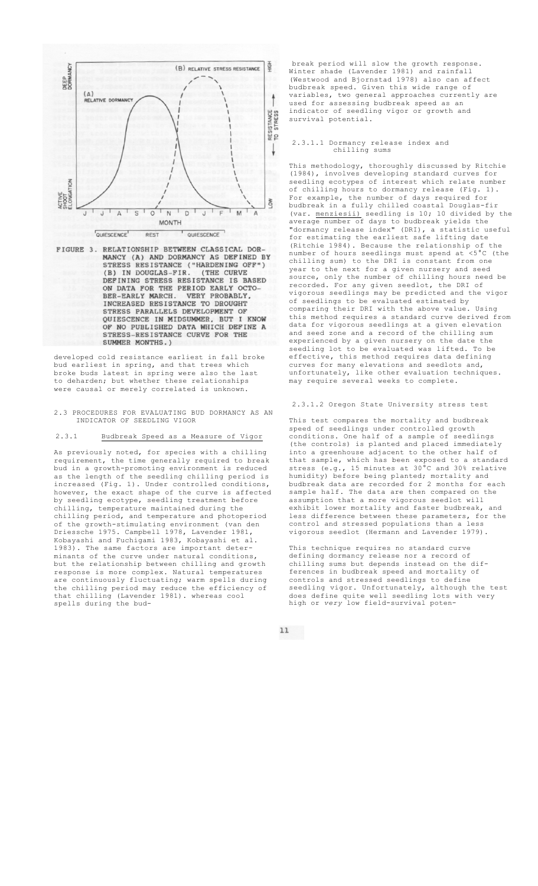FIGURE 3. RELATIONSHIP BETWEEN CLASSICAL DORMANCY (A) AND DORMANCY AS DEFINED BY STRESS RESISTANCE ("HARDENING OFF") (B) IN DOUGLAS-FIR. (THE CURVE DEFINING STRESS RESISTANCE IS BASED ON DATA FOR THE PERIOD EARLY OCTOBER-EARLY MARCH. VERY PROBABLY, INCREASED RESISTANCE TO DROUGHT STRESS PARALLELS DEVELOPMENT OF QUIESCENCE IN MIDSUMMER, BUT I KNOW OF NO PUBLISHED DATA WHICH DEFINE A STRESS-RESISTANCE CURVE FOR THE SUMMER MONTHS.)

developed cold resistance earliest in fall broke bud earliest in spring, and that trees which broke buds latest in spring were also the last to deharden; but whether these relationships were causal or merely correlated is unknown.

## 2.3 PROCEDURES FOR EVALUATING BUD DORMANCY AS AN INDICATOR OF SEEDLING VIGOR

### 2.3.1 Budbreak Speed as a Measure of Vigor

As previously noted, for species with a chilling requirement, the time generally required to break bud in a growth-promoting environment is reduced as the length of the seedling chilling period is increased (Fig. 1). Under controlled conditions, however, the exact shape of the curve is affected by seedling ecotype, seedling treatment before chilling, temperature maintained during the chilling period, and temperature and photoperiod of the growth-stimulating environment (van den Driessche 1975. Campbell 1978, Lavender 1981, Kobayashi and Fuchigami 1983, Kobayashi et al. 1983). The same factors are important determinants of the curve under natural conditions, but the relationship between chilling and growth response is more complex. Natural temperatures are continuously fluctuating; warm spells during the chilling period may reduce the efficiency of that chilling (Lavender 1981). whereas cool spells during the budbreak period will slow the growth response. Winter shade (Lavender 1981) and rainfall (Westwood and Bjornstad 1978) also can affect budbreak speed. Given this wide range of variables, two general approaches currently are used for assessing budbreak speed as an indicator of seedling vigor or growth and survival potential.

#### 2.3.1.1 Dormancy release index and chilling sums

This methodology, thoroughly discussed by Ritchie (1984), involves developing standard curves for seedling ecotypes of interest which relate number of chilling hours to dormancy release (Fig. 1). For example, the number of days required for budbreak in a fully chilled coastal Douglas-fir (var. menziesii) seedling is 10; 10 divided by the average number of days to budbreak yields the "dormancy release index" (DRI), a statistic useful for estimating the earliest safe lifting date (Ritchie 1984). Because the relationship of the number of hours seedlings must spend at <5°C (the chilling sum) to the DRI is constant from one year to the next for a given nursery and seed source, only the number of chilling hours need be recorded. For any given seedlot, the DRI of vigorous seedlings may be predicted and the vigor of seedlings to be evaluated estimated by comparing their DRI with the above value. Using this method requires a standard curve derived from data for vigorous seedlings at a given elevation and seed zone and a record of the chilling sum experienced by a given nursery on the date the seedling lot to be evaluated was lifted. To be effective, this method requires data defining curves for many elevations and seedlots and, unfortunately, like other evaluation techniques. may require several weeks to complete.

#### 2.3.1.2 Oregon State University stress test

This test compares the mortality and budbreak speed of seedlings under controlled growth conditions. One half of a sample of seedlings (the controls) is planted and placed immediately into a greenhouse adjacent to the other half of that sample, which has been exposed to a standard stress (e.g., 15 minutes at 30°C and 30% relative humidity) before being planted; mortality and budbreak data are recorded for 2 months for each sample half. The data are then compared on the assumption that a more vigorous seedlot will exhibit lower mortality and faster budbreak, and less difference between these parameters, for the control and stressed populations than a less vigorous seedlot (Hermann and Lavender 1979).

This technique requires no standard curve defining dormancy release nor a record of chilling sums but depends instead on the differences in budbreak speed and mortality of controls and stressed seedlings to define seedling vigor. Unfortunately, although the test does define quite well seedling lots with very high or *very* low field-survival poten-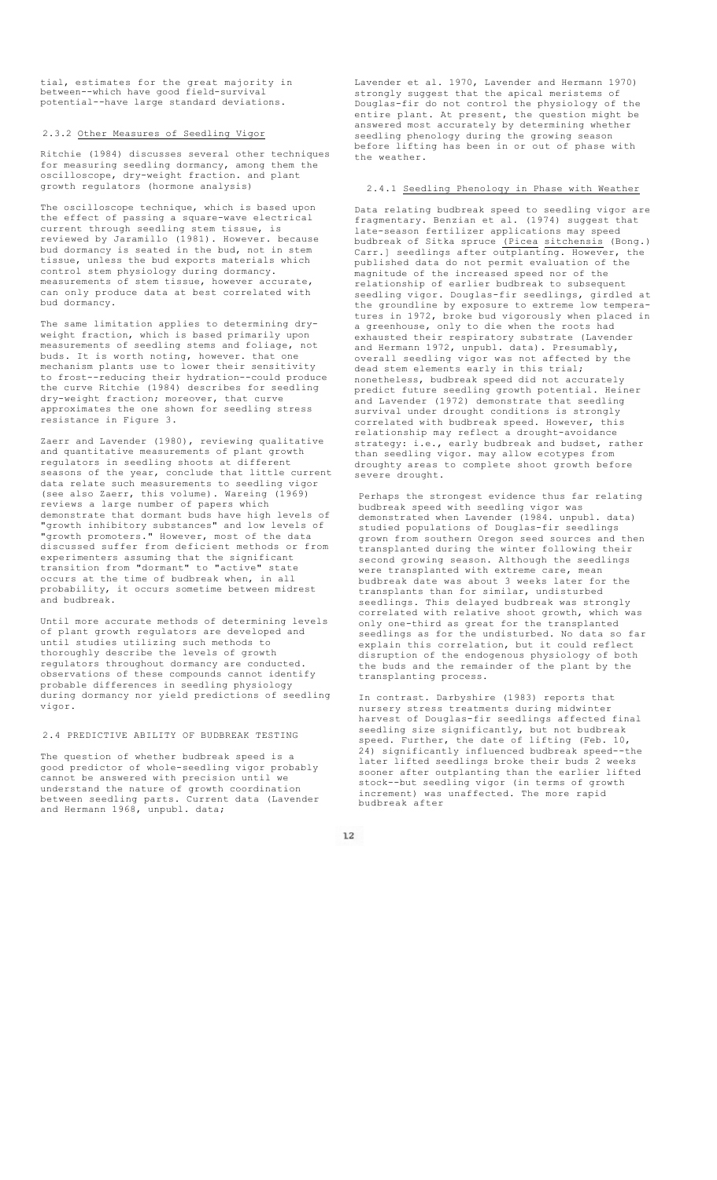tial, estimates for the great majority in between--which have good field-survival potential--have large standard deviations.

### 2.3.2 Other Measures of Seedling Vigor

Ritchie (1984) discusses several other techniques for measuring seedling dormancy, among them the oscilloscope, dry-weight fraction. and plant growth regulators (hormone analysis)

The oscilloscope technique, which is based upon the effect of passing a square-wave electrical current through seedling stem tissue, is reviewed by Jaramillo (1981). However. because bud dormancy is seated in the bud, not in stem tissue, unless the bud exports materials which control stem physiology during dormancy. measurements of stem tissue, however accurate, can only produce data at best correlated with bud dormancy.

The same limitation applies to determining dry-weight fraction, which is based primarily upon measurements of seedling stems and foliage, not buds. It is worth noting, however. that one mechanism plants use to lower their sensitivity to frost--reducing their hydration--could produce the curve Ritchie (1984) describes for seedling dry-weight fraction; moreover, that curve approximates the one shown for seedling stress resistance in Figure 3.

Zaerr and Lavender (1980), reviewing qualitative and quantitative measurements of plant growth regulators in seedling shoots at different seasons of the year, conclude that little current data relate such measurements to seedling vigor (see also Zaerr, this volume). Wareing (1969) reviews a large number of papers which demonstrate that dormant buds have high levels of "growth inhibitory substances" and low levels of "growth promoters." However, most of the data discussed suffer from deficient methods or from experimenters assuming that the significant transition from "dormant" to "active" state occurs at the time of budbreak when, in all probability, it occurs sometime between midrest and budbreak.

Until more accurate methods of determining levels of plant growth regulators are developed and until studies utilizing such methods to thoroughly describe the levels of growth regulators throughout dormancy are conducted. observations of these compounds cannot identify probable differences in seedling physiology during dormancy nor yield predictions of seedling vigor.

## 2.4 PREDICTIVE ABILITY OF BUDBREAK TESTING

The question of whether budbreak speed is a good predictor of whole-seedling vigor probably cannot be answered with precision until we understand the nature of growth coordination between seedling parts. Current data (Lavender and Hermann 1968, unpubl. data; Lavender et al. 1970, Lavender and Hermann 1970) strongly suggest that the apical meristems of Douglas-fir do not control the physiology of the entire plant. At present, the question might be answered most accurately by determining whether seedling phenology during the growing season before lifting has been in or out of phase with the weather.

### 2.4.1 Seedling Phenology in Phase with Weather

Data relating budbreak speed to seedling vigor are fragmentary. Benzian et al. (1974) suggest that late-season fertilizer applications may speed budbreak of Sitka spruce (*Picea sitchensis* (Bong.) Carr.] seedlings after outplanting. However, the published data do not permit evaluation of the magnitude of the increased speed nor of the relationship of earlier budbreak to subsequent seedling vigor. Douglas-fir seedlings, girdled at the groundline by exposure to extreme low temperatures in 1972, broke bud vigorously when placed in a greenhouse, only to die when the roots had exhausted their respiratory substrate (Lavender and Hermann 1972, unpubl. data). Presumably, overall seedling vigor was not affected by the dead stem elements early in this trial; nonetheless, budbreak speed did not accurately predict future seedling growth potential. Heiner and Lavender (1972) demonstrate that seedling survival under drought conditions is strongly correlated with budbreak speed. However, this relationship may reflect a drought-avoidance strategy: i.e., early budbreak and budset, rather than seedling vigor. may allow ecotypes from droughty areas to complete shoot growth before severe drought.

Perhaps the strongest evidence thus far relating budbreak speed with seedling vigor was demonstrated when Lavender (1984. unpubl. data) studied populations of Douglas-fir seedlings grown from southern Oregon seed sources and then transplanted during the winter following their second growing season. Although the seedlings were transplanted with extreme care, mean budbreak date was about 3 weeks later for the transplants than for similar, undisturbed seedlings. This delayed budbreak was strongly correlated with relative shoot growth, which was only one-third as great for the transplanted seedlings as for the undisturbed. No data so far explain this correlation, but it could reflect disruption of the endogenous physiology of both the buds and the remainder of the plant by the transplanting process.

In contrast. Darbyshire (1983) reports that nursery stress treatments during midwinter harvest of Douglas-fir seedlings affected final seedling size significantly, but not budbreak speed. Further, the date of lifting (Feb. 10, 24) significantly influenced budbreak speed--the later lifted seedlings broke their buds 2 weeks sooner after outplanting than the earlier lifted stock--but seedling vigor (in terms of growth increment) was unaffected. The more rapid budbreak after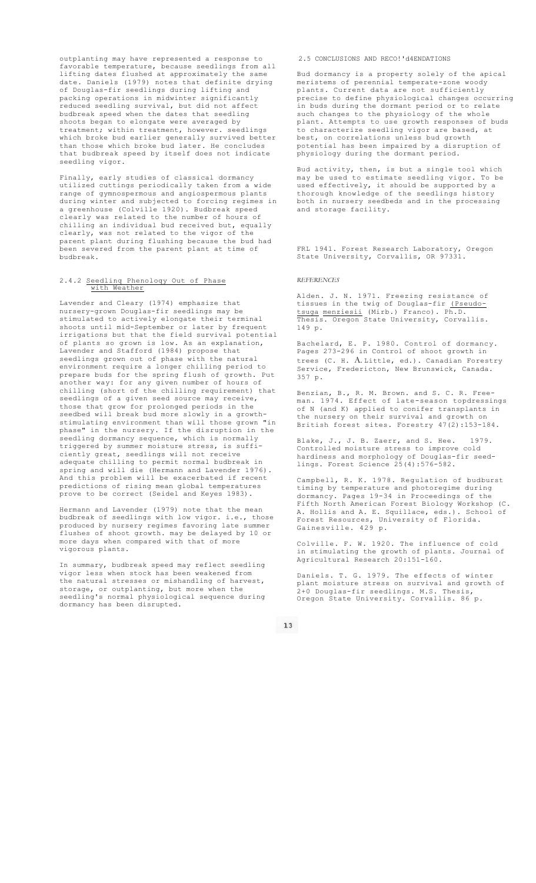outplanting may have represented a response to favorable temperature, because seedlings from all lifting dates flushed at approximately the same date. Daniels (1979) notes that definite drying of Douglas-fir seedlings during lifting and packing operations in midwinter significantly reduced seedling survival, but did not affect budbreak speed when the dates that seedling shoots began to elongate were averaged by treatment; within treatment, however. seedlings which broke bud earlier generally survived better than those which broke bud later. He concludes that budbreak speed by itself does not indicate seedling vigor.

Finally, early studies of classical dormancy utilized cuttings periodically taken from a wide range of gymnospermous and angiospermous plants during winter and subjected to forcing regimes in a greenhouse (Colville 1920). Budbreak speed clearly was related to the number of hours of chilling an individual bud received but, equally clearly, was not related to the vigor of the parent plant during flushing because the bud had been severed from the parent plant at time of budbreak.

### 2.4.2 Seedling Phenology Out of Phase with Weather

Lavender and Cleary (1974) emphasize that nursery-grown Douglas-fir seedlings may be stimulated to actively elongate their terminal shoots until mid-September or later by frequent irrigations but that the field survival potential of plants so grown is low. As an explanation, Lavender and Stafford (1984) propose that seedlings grown out of phase with the natural environment require a longer chilling period to prepare buds for the spring flush of growth. Put another way: for any given number of hours of chilling (short of the chilling requirement) that seedlings of a given seed source may receive, those that grow for prolonged periods in the seedbed will break bud more slowly in a growth-stimulating environment than will those grown "in phase" in the nursery. If the disruption in the seedling dormancy sequence, which is normally triggered by summer moisture stress, is sufficiently great, seedlings will not receive adequate chilling to permit normal budbreak in spring and will die (Hermann and Lavender 1976). And this problem will be exacerbated if recent predictions of rising mean global temperatures prove to be correct (Seidel and Keyes 1983).

Hermann and Lavender (1979) note that the mean budbreak of seedlings with low vigor. i.e., those produced by nursery regimes favoring late summer flushes of shoot growth. may be delayed by 10 or more days when compared with that of more vigorous plants.

In summary, budbreak speed may reflect seedling vigor less when stock has been weakened from the natural stresses or mishandling of harvest, storage, or outplanting, but more when the seedling's normal physiological sequence during dormancy has been disrupted.

## 2.5 CONCLUSIONS AND RECO!'d4ENDATIONS

Bud dormancy is a property solely of the apical meristems of perennial temperate-zone woody plants. Current data are not sufficiently precise to define physiological changes occurring in buds during the dormant period or to relate such changes to the physiology of the whole plant. Attempts to use growth responses of buds to characterize seedling vigor are based, at best, on correlations unless bud growth potential has been impaired by a disruption of physiology during the dormant period.

Bud activity, then, is but a single tool which may be used to estimate seedling vigor. To be used effectively, it should be supported by a thorough knowledge of the seedlings history both in nursery seedbeds and in the processing and storage facility.

FRL 1941. Forest Research Laboratory, Oregon State University, Corvallis, OR 97331.

## *REFERENCES*

Alden. J. N. 1971. Freezing resistance of tissues in the twig of Douglas-fir (Pseudotsuga menziesii (Mirb.) Franco). Ph.D. Thesis. Oregon State University, Corvallis. 149 p.

Bachelard, E. P. 1980. Control of dormancy. Pages 273-296 in Control of shoot growth in trees (C. H. A. Little, ed.). Canadian Forestry Service, Fredericton, New Brunswick, Canada. 357 p.

Benzian, B., R. M. Brown. and S. C. R. Freeman. 1974. Effect of late-season topdressings of N (and K) applied to conifer transplants in the nursery on their survival and growth on British forest sites. Forestry 47(2):153-184.

Blake, J., J. B. Zaerr, and S. Hee. 1979. Controlled moisture stress to improve cold hardiness and morphology of Douglas-fir seedlings. Forest Science 25(4):576-582.

Campbell, R. K. 1978. Regulation of budburst timing by temperature and photoregime during dormancy. Pages 19-34 in Proceedings of the Fifth North American Forest Biology Workshop (C. A. Hollis and A. E. Squillace, eds.). School of Forest Resources, University of Florida. Gainesville. 429 p.

Colville. F. W. 1920. The influence of cold in stimulating the growth of plants. Journal of Agricultural Research 20:151-160.

Daniels. T. G. 1979. The effects of winter plant moisture stress on survival and growth of 2+0 Douglas-fir seedlings. M.S. Thesis, Oregon State University. Corvallis. 86 p.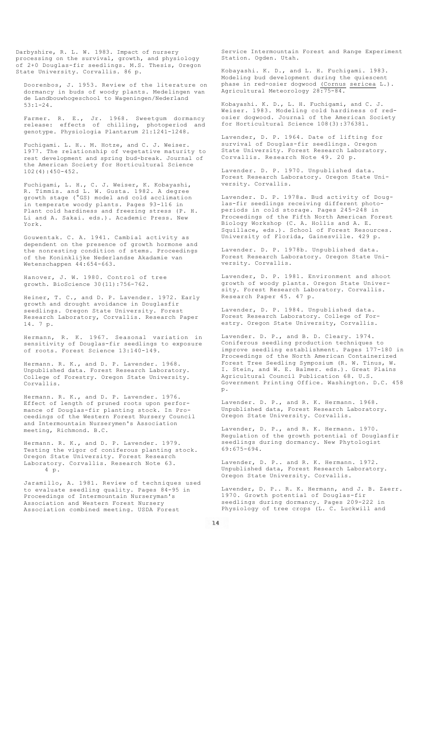Darbyshire, R. L. W. 1983. Impact of nursery processing on the survival, growth, and physiology of 2+0 Douglas-fir seedlings. M.S. Thesis, Oregon State University. Corvallis. 86 p.

Doorenbos, J. 1953. Review of the literature on dormancy in buds of woody plants. Medelingen van de Landbouwhogeschool to Wageningen/Nederland 53:1-24.

Farmer. R. E., Jr. 1968. Sweetgum dormancy release: effects of chilling, photoperiod and genotype. Physiologia Plantarum 21:1241-1248.

Fuchigami. L. H.. M. Hotze, and C. J. Weiser. 1977. The relationship of vegetative maturity to rest development and spring bud-break. Journal of the American Society for Horticultural Science 102(4):450-452.

Fuchigami, L. H., C. J. Weiser, K. Kobayashi, R. Timmis. and L. W. Gusta. 1982. A degree growth stage (°GS) model and cold acclimation in temperate woody plants. Pages 93-116 in Plant cold hardiness and freezing stress (P. H. Li and A. Sakai. eds.). Academic Press. New York.

Gouwentak. C. A. 1941. Cambial activity as dependent on the presence of growth hormone and the nonresting condition of stems. Proceedings of the Koninklijke Nederlandse Akadamie van Wetenschappen 44:654-663.

Hanover, J. W. 1980. Control of tree growth. BioScience 30(11):756-762.

Heiner, T. C., and D. P. Lavender. 1972. Early growth and drought avoidance in Douglasfir seedlings. Oregon State University. Forest Research Laboratory, Corvallis. Research Paper 14. 7 p.

Hermann, R. K. 1967. Seasonal variation in sensitivity of Douglas-fir seedlings to exposure of roots. Forest Science 13:140-149.

Hermann. R. K., and D. P. Lavender. 1968. Unpublished data. Forest Research Laboratory. College of Forestry. Oregon State University. Corvallis.

Hermann. R. K., and D. P. Lavender. 1976. Effect of length of pruned roots upon performance of Douglas-fir planting stock. In Proceedings of the Western Forest Nursery Council and Intermountain Nurserymen's Association meeting, Richmond. B.C.

Hermann. R. K., and D. P. Lavender. 1979. Testing the vigor of coniferous planting stock. Oregon State University. Forest Research Laboratory. Corvallis. Research Note 63. 4 p.

Jaramillo, A. 1981. Review of techniques used to evaluate seedling quality. Pages 84-95 in Proceedings of Intermountain Nurseryman's Association and Western Forest Nursery Association combined meeting. USDA Forest Service Intermountain Forest and Range Experiment Station. Ogden. Utah.

Kobayashi. K. D., and L. H. Fuchigami. 1983. Modeling bud development during the quiescent phase in red-osier dogwood (*Cornus sericea* L.). Agricultural Meteorology 28:75-84.

Kobayashi. K. D., L. H. Fuchigami, and C. J. Weiser. 1983. Modeling cold hardiness of red-osier dogwood. Journal of the American Society for Horticultural Science 108(3):376381.

Lavender. D. P. 1964. Date of lifting for survival of Douglas-fir seedlings. Oregon State University. Forest Research Laboratory. Corvallis. Research Note 49. 20 p.

Lavender. D. P. 1970. Unpublished data. Forest Research Laboratory. Oregon State University. Corvallis.

Lavender. D. P. 1978a. Bud activity of Douglas-fir seedlings receiving different photoperiods in cold storage. Pages 245-248 in Proceedings of the Fifth North American Forest Biology Workshop (C. A. Hollis and A. E. Squillace, eds.). School of Forest Resources. University of Florida, Gainesville. 429 p.

Lavender. D. P. 1978b. Unpublished data. Forest Research Laboratory. Oregon State University. Corvallis.

Lavender, D. P. 1981. Environment and shoot growth of woody plants. Oregon State University. Forest Research Laboratory. Corvallis. Research Paper 45. 47 p.

Lavender, D. P. 1984. Unpublished data. Forest Research Laboratory. College of Forestry. Oregon State University, Corvallis.

Lavender. D. P., and B. D. Cleary. 1974. Coniferous seedling production techniques to improve seedling establishment. Pages 177-180 in Proceedings of the North American Containerized Forest Tree Seedling Symposium (R. W. Tinus, W. I. Stein, and W. E. Balmer. eds.). Great Plains Agricultural Council Publication 68. U.S. Government Printing Office. Washington. D.C. 458 p.

Lavender. D. P., and R. K. Hermann. 1968. Unpublished data, Forest Research Laboratory. Oregon State University. Corvallis.

Lavender, D. P., and R. K. Hermann. 1970. Regulation of the growth potential of Douglasfir seedlings during dormancy. New Phytologist 69:675-694.

Lavender, D. P.. and R. K. Hermann. 1972. Unpublished data, Forest Research Laboratory. Oregon State University. Corvallis.

Lavender, D. P.. R. K. Hermann, and J. B. Zaerr. 1970. Growth potential of Douglas-fir seedlings during dormancy. Pages 209-222 in Physiology of tree crops (L. C. Luckwill and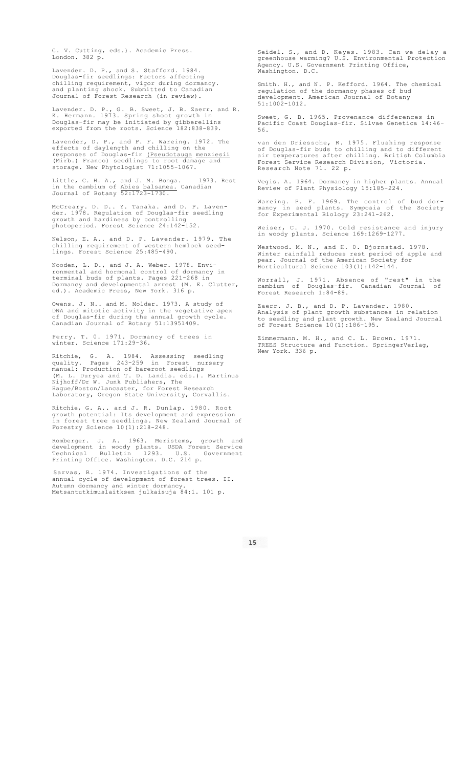C. V. Cutting, eds.). Academic Press. London. 382 p.

Lavender. D. P., and S. Stafford. 1984. Douglas-fir seedlings: Factors affecting chilling requirement, vigor during dormancy. and planting shock. Submitted to Canadian Journal of Forest Research (in review).

Lavender. D. P., G. B. Sweet, J. B. Zaerr, and R. K. Hermann. 1973. Spring shoot growth in Douglas-fir may be initiated by gibberellins exported from the roots. Science 182:838-839.

Lavender, D. P., and P. F. Wareing. 1972. The effects of daylength and chilling on the responses of Douglas-fir (*Pseudotauga menziesii* (Mirb.) Franco) seedlings to root damage and storage. New Phytologist 71:1055-1067.

Little, C. H. A., and J. M. Bonga. 1973. Rest in the cambium of *Abies balsamea*. Canadian Journal of Botany 52:1723-1730.

McCreary. D. D., Y. Tanaka. and D. P. Lavender. 1978. Regulation of Douglas-fir seedling growth and hardiness by controlling photoperiod. Forest Science 24:142-152.

Nelson, E. A.. and D. P. Lavender. 1979. The chilling requirement of western hemlock seedlings. Forest Science 25:485-490.

Nooden, L. D., and J. A. Weber. 1978. Environmental and hormonal control of dormancy in terminal buds of plants. Pages 221-268 in Dormancy and developmental arrest (M. E. Clutter, ed.). Academic Press, New York. 316 p.

Owens. J. N.. and M. Molder. 1973. A study of DNA and mitotic activity in the vegetative apex of Douglas-fir during the annual growth cycle. Canadian Journal of Botany 51:13951409.

Perry. T. 0. 1971. Dormancy of trees in winter. Science 171:29-36.

Ritchie, G. A. 1984. Assessing seedling quality. Pages 243-259 in Forest nursery manual: Production of bareroot seedlings (M. L. Duryea and T. D. Landis. eds.). Martinus Nijhoff/Dr W. Junk Publishers, The Hague/Boston/Lancaster, for Forest Research Laboratory, Oregon State University, Corvallis.

Ritchie, G. A.. and J. R. Dunlap. 1980. Root growth potential: Its development and expression in forest tree seedlings. New Zealand Journal of Forestry Science 10(1):218-248.

Romberger. J. A. 1963. Meristems, growth and development in woody plants. USDA Forest Service Technical Bulletin 1293. U.S. Government Printing Office. Washington. D.C. 214 p.

Sarvas, R. 1974. Investigations of the annual cycle of development of forest trees. II. Autumn dormancy and winter dormancy. Metsantutkimuslaitksen julkaisuja 84:1. 101 p.

Seidel. S., and D. Keyes. 1983. Can we delay a greenhouse warming? U.S. Environmental Protection Agency. U.S. Government Printing Office, Washington. D.C.

Smith. H., and N. P. Kefford. 1964. The chemical regulation of the dormancy phases of bud development. American Journal of Botany 51:1002-1012.

Sweet, G. B. 1965. Provenance differences in Pacific Coast Douglas-fir. Silvae Genetica 14:46-56.

van den Driessche, R. 1975. Flushing response of Douglas-fir buds to chilling and to different air temperatures after chilling. British Columbia Forest Service Research Division, Victoria. Research Note 71. 22 p.

Vegis. A. 1964. Dormancy in higher plants. Annual Review of Plant Physiology 15:185-224.

Wareing. P. F. 1969. The control of bud dormancy in seed plants. Symposia of the Society for Experimental Biology 23:241-262.

Weiser, C. J. 1970. Cold resistance and injury in woody plants. Science 169:1269-1277.

Westwood. M. N., and H. 0. Bjornstad. 1978. Winter rainfall reduces rest period of apple and pear. Journal of the American Society for Horticultural Science 103(1):142-144.

Worrall, J. 1971. Absence of "rest" in the cambium of Douglas-fir. Canadian Journal of Forest Research 1:84-89.

Zaerr. J. B., and D. P. Lavender. 1980. Analysis of plant growth substances in relation to seedling and plant growth. New Zealand Journal of Forest Science 10(1):186-195.

Zimmermann. M. H., and C. L. Brown. 1971. TREES Structure and Function. SpringerVerlag, New York. 336 p.